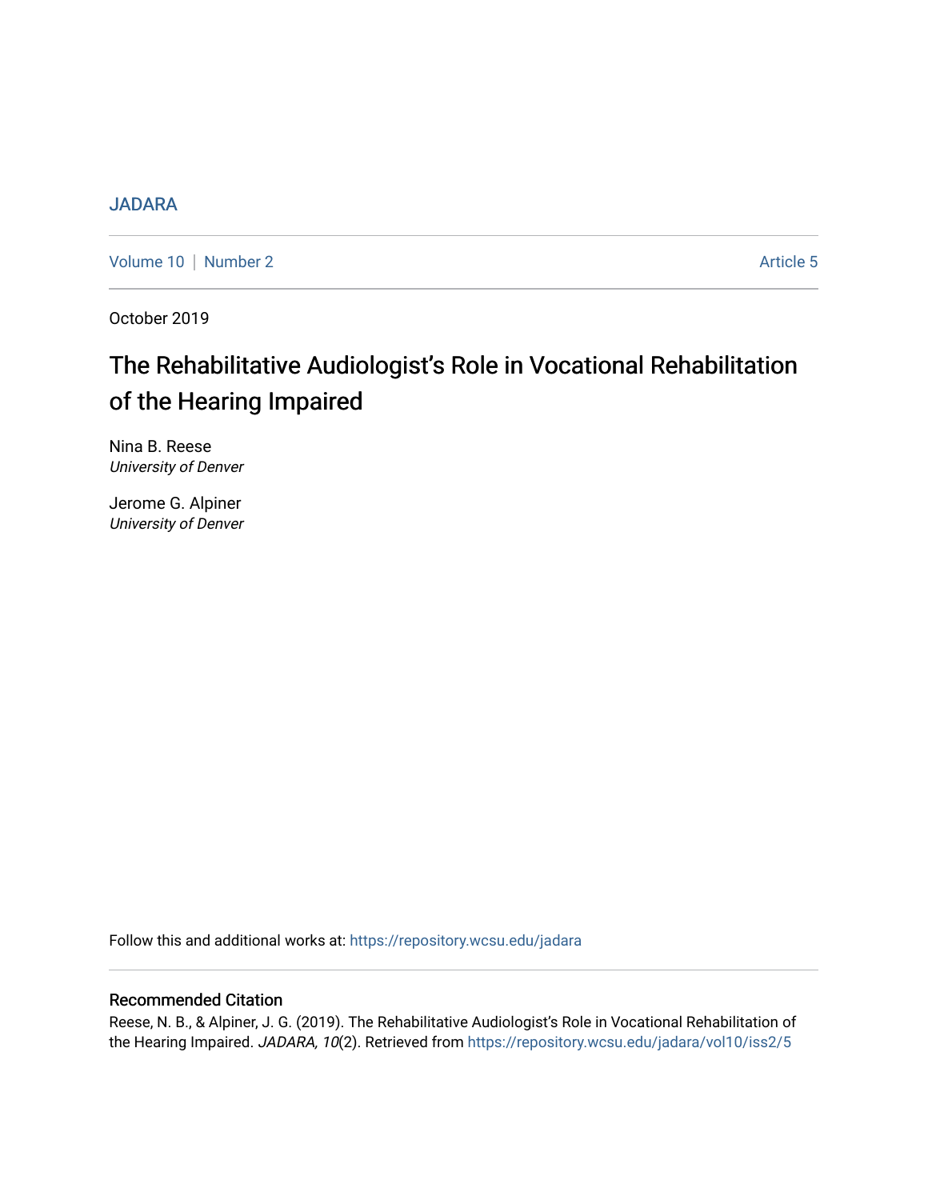JADARA

Volume 10 | Number 2 — Article 5

October 2019

# The Rehabilitative Audiologist's Role in Vocational Rehabilitation of the Hearing Impaired

Nina B. Reese
*University of Denver*

Jerome G. Alpiner
*University of Denver*

Follow this and additional works at: https://repository.wcsu.edu/jadara

## Recommended Citation

Reese, N. B., & Alpiner, J. G. (2019). The Rehabilitative Audiologist's Role in Vocational Rehabilitation of the Hearing Impaired. *JADARA, 10*(2). Retrieved from https://repository.wcsu.edu/jadara/vol10/iss2/5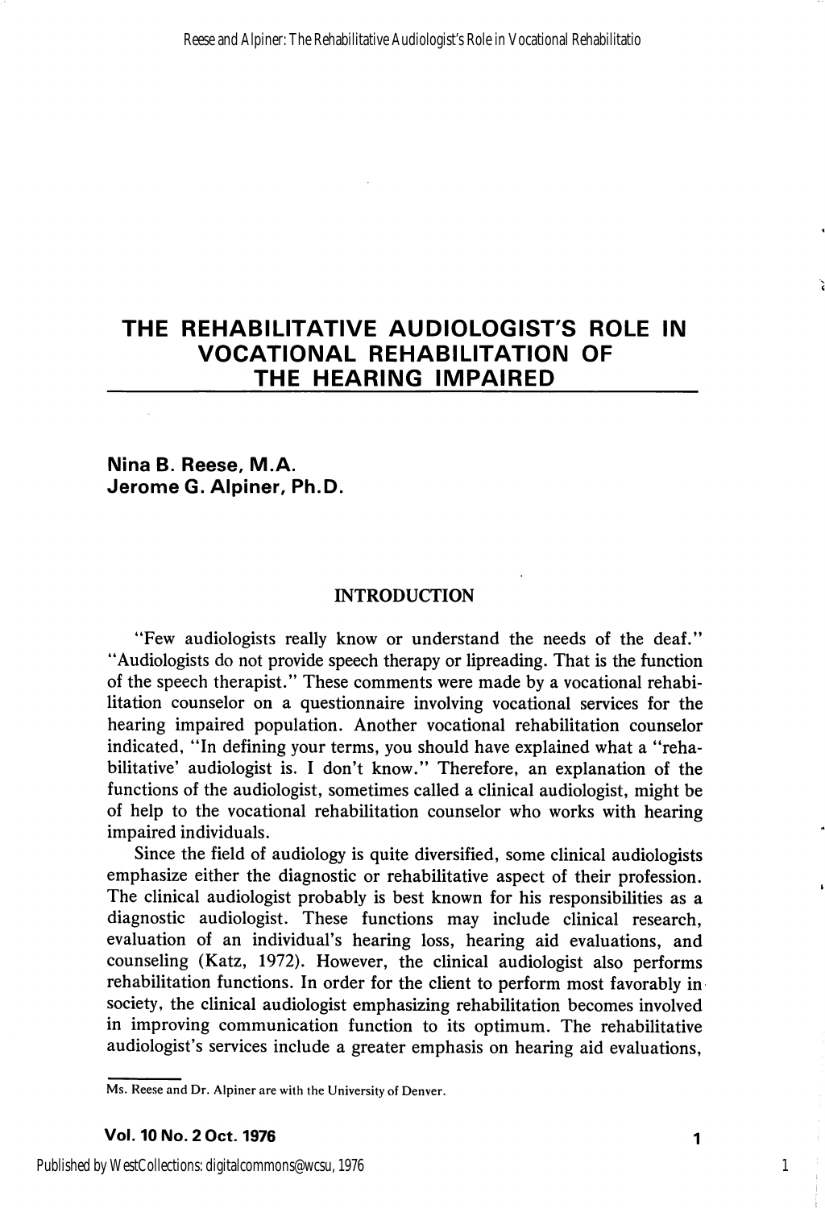# THE REHABILITATIVE AUDIOLOGIST'S ROLE IN VOCATIONAL REHABILITATION OF THE HEARING IMPAIRED

**Nina B. Reese, M.A.**
**Jerome G. Alpiner, Ph.D.**

## INTRODUCTION

"Few audiologists really know or understand the needs of the deaf." "Audiologists do not provide speech therapy or lipreading. That is the function of the speech therapist." These comments were made by a vocational rehabilitation counselor on a questionnaire involving vocational services for the hearing impaired population. Another vocational rehabilitation counselor indicated, "In defining your terms, you should have explained what a "rehabilitative' audiologist is. I don't know." Therefore, an explanation of the functions of the audiologist, sometimes called a clinical audiologist, might be of help to the vocational rehabilitation counselor who works with hearing impaired individuals.

Since the field of audiology is quite diversified, some clinical audiologists emphasize either the diagnostic or rehabilitative aspect of their profession. The clinical audiologist probably is best known for his responsibilities as a diagnostic audiologist. These functions may include clinical research, evaluation of an individual's hearing loss, hearing aid evaluations, and counseling (Katz, 1972). However, the clinical audiologist also performs rehabilitation functions. In order for the client to perform most favorably in society, the clinical audiologist emphasizing rehabilitation becomes involved in improving communication function to its optimum. The rehabilitative audiologist's services include a greater emphasis on hearing aid evaluations,

Ms. Reese and Dr. Alpiner are with the University of Denver.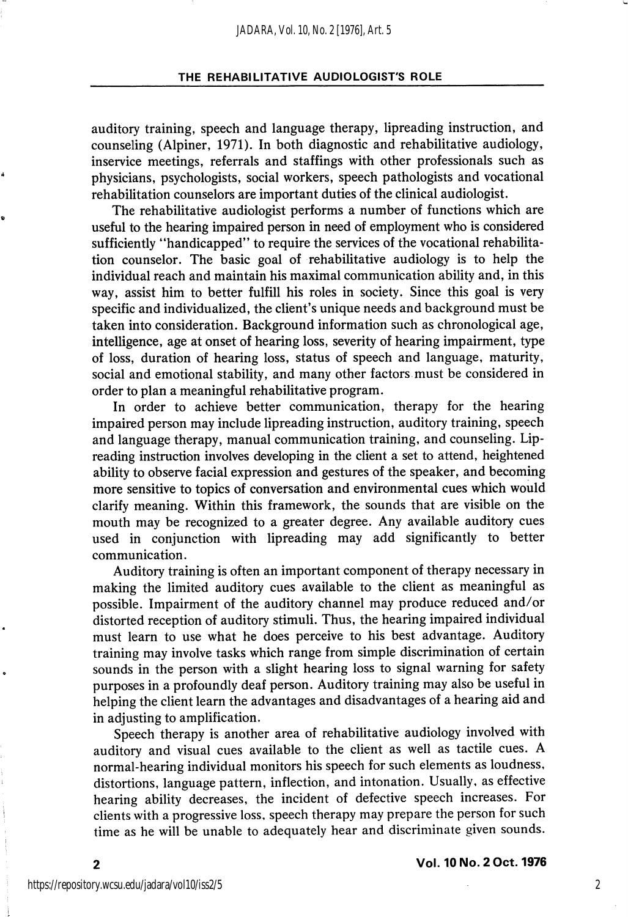auditory training, speech and language therapy, lipreading instruction, and counseling (Alpiner, 1971). In both diagnostic and rehabilitative audiology, inservice meetings, referrals and staffings with other professionals such as physicians, psychologists, social workers, speech pathologists and vocational rehabilitation counselors are important duties of the clinical audiologist.

The rehabilitative audiologist performs a number of functions which are useful to the hearing impaired person in need of employment who is considered sufficiently "handicapped" to require the services of the vocational rehabilitation counselor. The basic goal of rehabilitative audiology is to help the individual reach and maintain his maximal communication ability and, in this way, assist him to better fulfill his roles in society. Since this goal is very specific and individualized, the client's unique needs and background must be taken into consideration. Background information such as chronological age, intelligence, age at onset of hearing loss, severity of hearing impairment, type of loss, duration of hearing loss, status of speech and language, maturity, social and emotional stability, and many other factors must be considered in order to plan a meaningful rehabilitative program.

In order to achieve better communication, therapy for the hearing impaired person may include lipreading instruction, auditory training, speech and language therapy, manual communication training, and counseling. Lipreading instruction involves developing in the client a set to attend, heightened ability to observe facial expression and gestures of the speaker, and becoming more sensitive to topics of conversation and environmental cues which would clarify meaning. Within this framework, the sounds that are visible on the mouth may be recognized to a greater degree. Any available auditory cues used in conjunction with lipreading may add significantly to better communication.

Auditory training is often an important component of therapy necessary in making the limited auditory cues available to the client as meaningful as possible. Impairment of the auditory channel may produce reduced and/or distorted reception of auditory stimuli. Thus, the hearing impaired individual must learn to use what he does perceive to his best advantage. Auditory training may involve tasks which range from simple discrimination of certain sounds in the person with a slight hearing loss to signal warning for safety purposes in a profoundly deaf person. Auditory training may also be useful in helping the client learn the advantages and disadvantages of a hearing aid and in adjusting to amplification.

Speech therapy is another area of rehabilitative audiology involved with auditory and visual cues available to the client as well as tactile cues. A normal-hearing individual monitors his speech for such elements as loudness, distortions, language pattern, inflection, and intonation. Usually, as effective hearing ability decreases, the incident of defective speech increases. For clients with a progressive loss, speech therapy may prepare the person for such time as he will be unable to adequately hear and discriminate given sounds.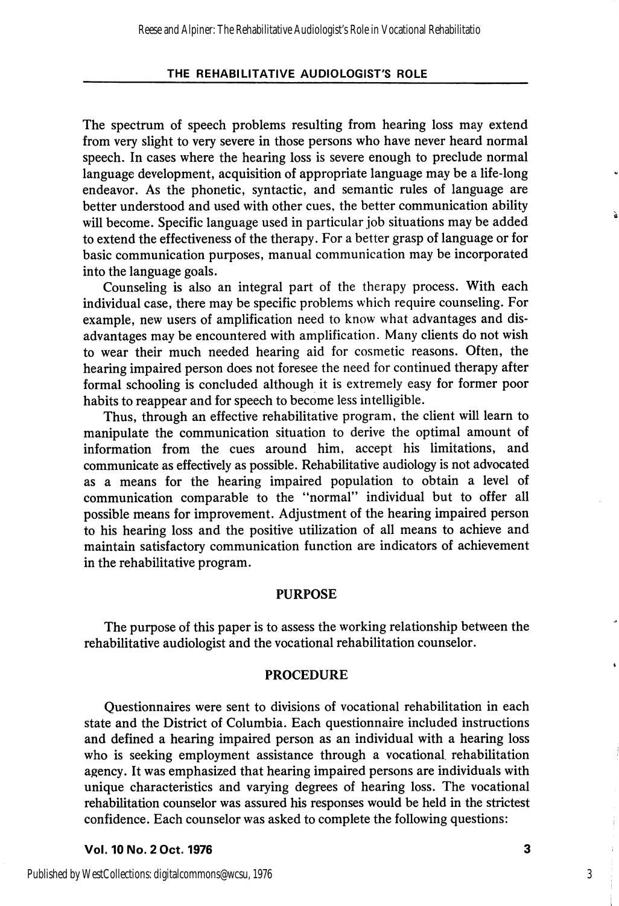The spectrum of speech problems resulting from hearing loss may extend from very slight to very severe in those persons who have never heard normal speech. In cases where the hearing loss is severe enough to preclude normal language development, acquisition of appropriate language may be a life-long endeavor. As the phonetic, syntactic, and semantic rules of language are better understood and used with other cues, the better communication ability will become. Specific language used in particular job situations may be added to extend the effectiveness of the therapy. For a better grasp of language or for basic communication purposes, manual communication may be incorporated into the language goals.

Counseling is also an integral part of the therapy process. With each individual case, there may be specific problems which require counseling. For example, new users of amplification need to know what advantages and disadvantages may be encountered with amplification. Many clients do not wish to wear their much needed hearing aid for cosmetic reasons. Often, the hearing impaired person does not foresee the need for continued therapy after formal schooling is concluded although it is extremely easy for former poor habits to reappear and for speech to become less intelligible.

Thus, through an effective rehabilitative program, the client will learn to manipulate the communication situation to derive the optimal amount of information from the cues around him, accept his limitations, and communicate as effectively as possible. Rehabilitative audiology is not advocated as a means for the hearing impaired population to obtain a level of communication comparable to the "normal" individual but to offer all possible means for improvement. Adjustment of the hearing impaired person to his hearing loss and the positive utilization of all means to achieve and maintain satisfactory communication function are indicators of achievement in the rehabilitative program.

## PURPOSE

The purpose of this paper is to assess the working relationship between the rehabilitative audiologist and the vocational rehabilitation counselor.

## PROCEDURE

Questionnaires were sent to divisions of vocational rehabilitation in each state and the District of Columbia. Each questionnaire included instructions and defined a hearing impaired person as an individual with a hearing loss who is seeking employment assistance through a vocational rehabilitation agency. It was emphasized that hearing impaired persons are individuals with unique characteristics and varying degrees of hearing loss. The vocational rehabilitation counselor was assured his responses would be held in the strictest confidence. Each counselor was asked to complete the following questions: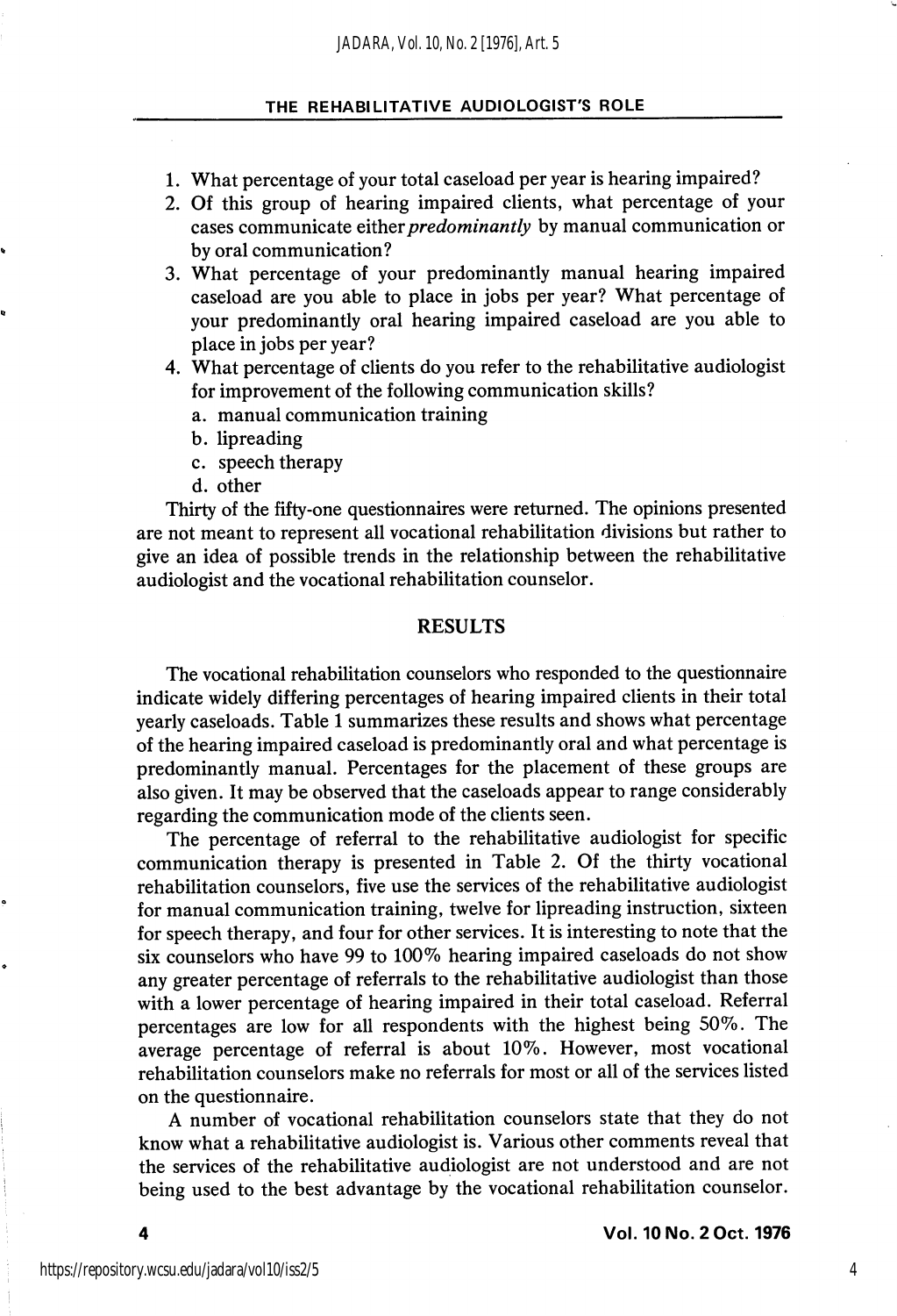1. What percentage of your total caseload per year is hearing impaired?
2. Of this group of hearing impaired clients, what percentage of your cases communicate either *predominantly* by manual communication or by oral communication?
3. What percentage of your predominantly manual hearing impaired caseload are you able to place in jobs per year? What percentage of your predominantly oral hearing impaired caseload are you able to place in jobs per year?
4. What percentage of clients do you refer to the rehabilitative audiologist for improvement of the following communication skills?
   a. manual communication training
   b. lipreading
   c. speech therapy
   d. other

Thirty of the fifty-one questionnaires were returned. The opinions presented are not meant to represent all vocational rehabilitation divisions but rather to give an idea of possible trends in the relationship between the rehabilitative audiologist and the vocational rehabilitation counselor.

## RESULTS

The vocational rehabilitation counselors who responded to the questionnaire indicate widely differing percentages of hearing impaired clients in their total yearly caseloads. Table 1 summarizes these results and shows what percentage of the hearing impaired caseload is predominantly oral and what percentage is predominantly manual. Percentages for the placement of these groups are also given. It may be observed that the caseloads appear to range considerably regarding the communication mode of the clients seen.

The percentage of referral to the rehabilitative audiologist for specific communication therapy is presented in Table 2. Of the thirty vocational rehabilitation counselors, five use the services of the rehabilitative audiologist for manual communication training, twelve for lipreading instruction, sixteen for speech therapy, and four for other services. It is interesting to note that the six counselors who have 99 to 100% hearing impaired caseloads do not show any greater percentage of referrals to the rehabilitative audiologist than those with a lower percentage of hearing impaired in their total caseload. Referral percentages are low for all respondents with the highest being 50%. The average percentage of referral is about 10%. However, most vocational rehabilitation counselors make no referrals for most or all of the services listed on the questionnaire.

A number of vocational rehabilitation counselors state that they do not know what a rehabilitative audiologist is. Various other comments reveal that the services of the rehabilitative audiologist are not understood and are not being used to the best advantage by the vocational rehabilitation counselor.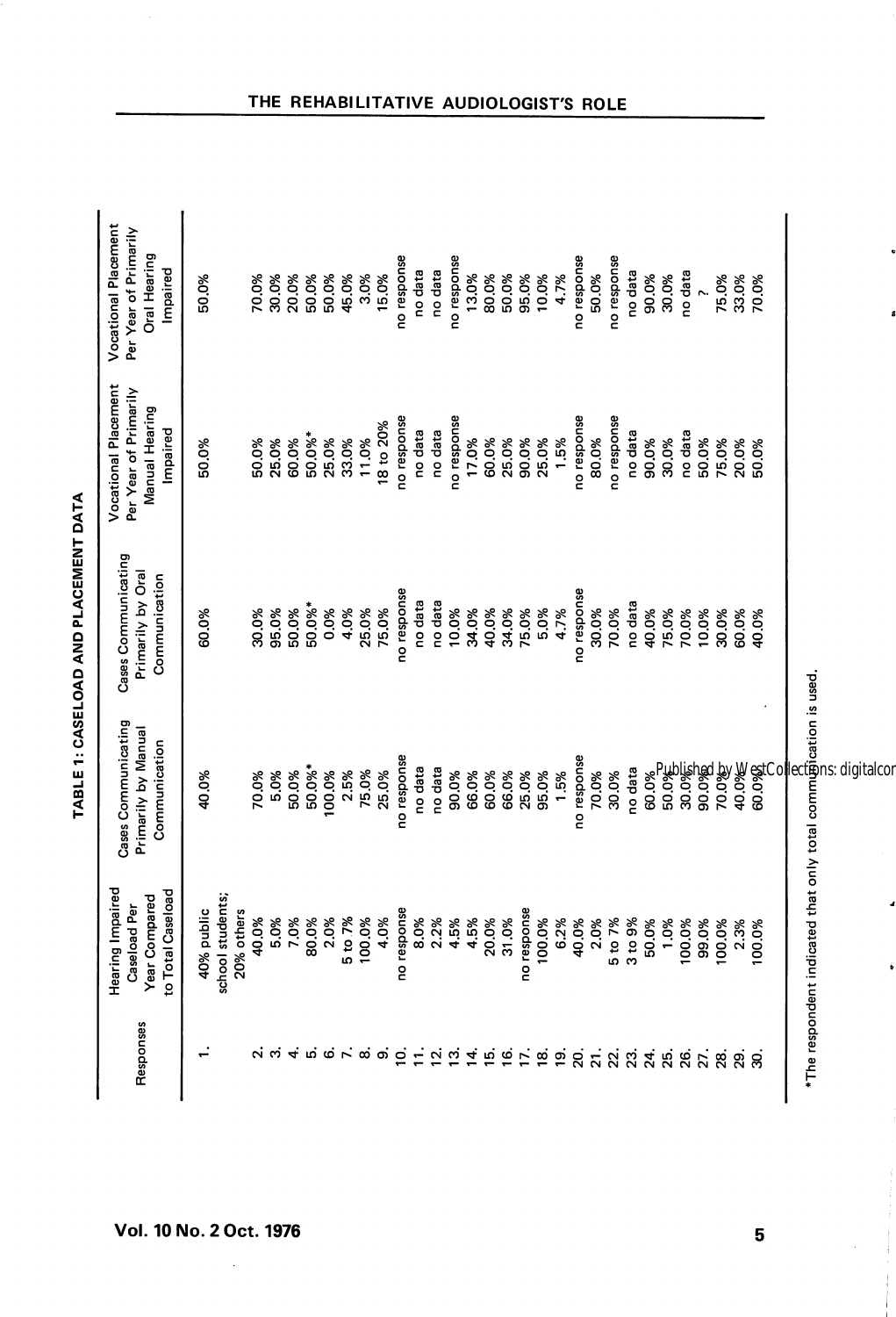## TABLE 1: CASELOAD AND PLACEMENT DATA

| Responses | Hearing Impaired Caseload Per Year Compared to Total Caseload | Cases Communicating Primarily by Manual Communication | Cases Communicating Primarily by Oral Communication | Vocational Placement Per Year of Primarily Manual Hearing Impaired | Vocational Placement Per Year of Primarily Oral Hearing Impaired |
|---|---|---|---|---|---|
| 1. | 40% public school students; 20% others | 40.0% | 60.0% | 50.0% | 50.0% |
| 2. | 40.0% | 70.0% | 30.0% | 50.0% | 70.0% |
| 3. | 5.0% | 5.0% | 95.0% | 25.0% | 30.0% |
| 4. | 7.0% | 50.0% | 50.0% | 60.0% | 20.0% |
| 5. | 80.0% | 50.0%* | 50.0%* | 50.0%* | 50.0% |
| 6. | 2.0% | 100.0% | 0.0% | 25.0% | 50.0% |
| 7. | 5 to 7% | 2.5% | 4.0% | 33.0% | 45.0% |
| 8. | 100.0% | 75.0% | 25.0% | 11.0% | 3.0% |
| 9. | 4.0% | 25.0% | 75.0% | 18 to 20% | 15.0% |
| 10. | no response | no response | no response | no response | no response |
| 11. | 8.0% | no data | no data | no data | no data |
| 12. | 2.2% | no data | no data | no data | no data |
| 13. | 4.5% | 90.0% | 10.0% | no response | no response |
| 14. | 4.5% | 66.0% | 34.0% | 17.0% | 13.0% |
| 15. | 20.0% | 60.0% | 40.0% | 60.0% | 80.0% |
| 16. | 31.0% | 66.0% | 34.0% | 25.0% | 50.0% |
| 17. | no response | 25.0% | 75.0% | 90.0% | 95.0% |
| 18. | 100.0% | 95.0% | 5.0% | 25.0% | 10.0% |
| 19. | 6.2% | 1.5% | 4.7% | 1.5% | 4.7% |
| 20. | 40.0% | no response | no response | no response | no response |
| 21. | 2.0% | 70.0% | 30.0% | 80.0% | 50.0% |
| 22. | 5 to 7% | 30.0% | 70.0% | no response | no response |
| 23. | 3 to 9% | no data | no data | no data | no data |
| 24. | 50.0% | 60.0% | 40.0% | 90.0% | 90.0% |
| 25. | 1.0% | 50.0% | 75.0% | 30.0% | 30.0% |
| 26. | 100.0% | 30.0% | 70.0% | no data | no data |
| 27. | 99.0% | 90.0% | 10.0% | 50.0% | ? |
| 28. | 100.0% | 70.0% | 30.0% | 75.0% | 75.0% |
| 29. | 2.3% | 40.0% | 60.0% | 20.0% | 33.0% |
| 30. | 100.0% | 60.0% | 40.0% | 50.0% | 70.0% |

*The respondent indicated that only total communication is used.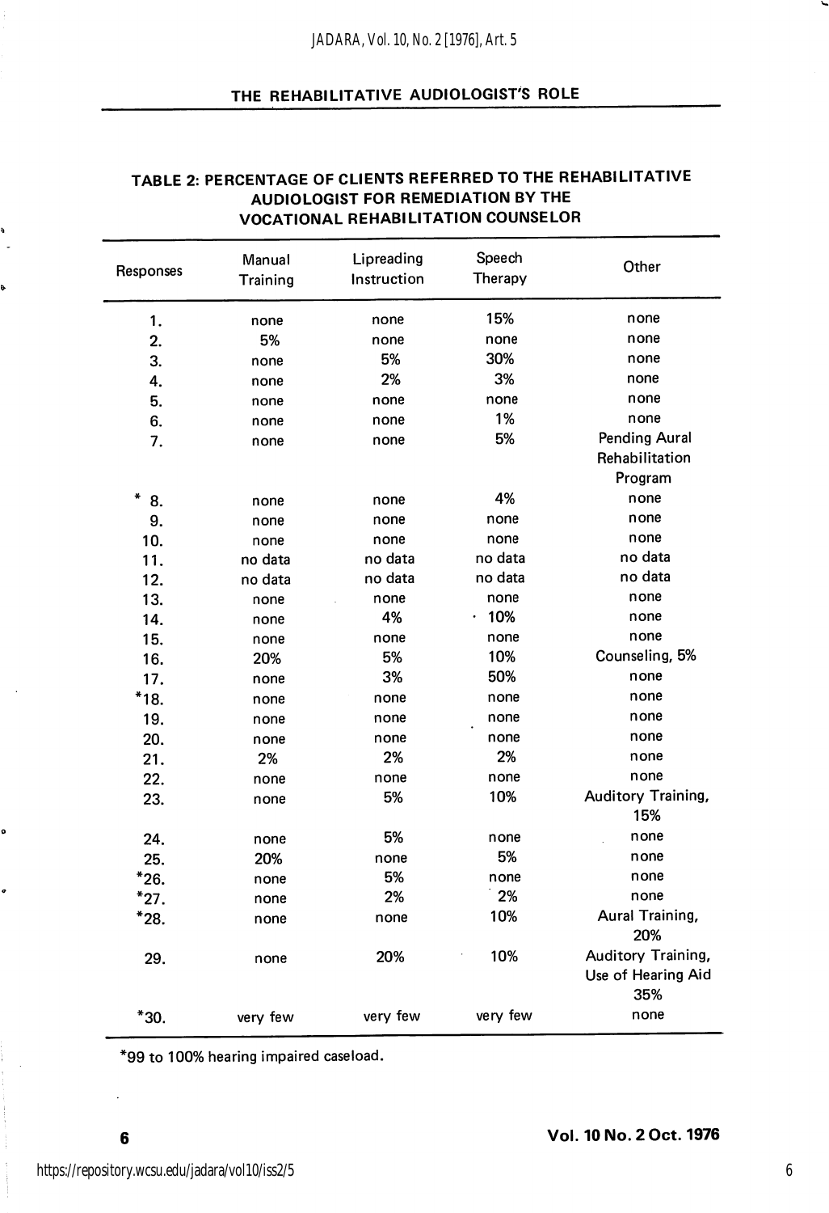## TABLE 2: PERCENTAGE OF CLIENTS REFERRED TO THE REHABILITATIVE AUDIOLOGIST FOR REMEDIATION BY THE VOCATIONAL REHABILITATION COUNSELOR

| Responses | Manual Training | Lipreading Instruction | Speech Therapy | Other |
|---|---|---|---|---|
| 1. | none | none | 15% | none |
| 2. | 5% | none | none | none |
| 3. | none | 5% | 30% | none |
| 4. | none | 2% | 3% | none |
| 5. | none | none | none | none |
| 6. | none | none | 1% | none |
| 7. | none | none | 5% | Pending Aural Rehabilitation Program |
| * 8. | none | none | 4% | none |
| 9. | none | none | none | none |
| 10. | none | none | none | none |
| 11. | no data | no data | no data | no data |
| 12. | no data | no data | no data | no data |
| 13. | none | none | none | none |
| 14. | none | 4% | 10% | none |
| 15. | none | none | none | none |
| 16. | 20% | 5% | 10% | Counseling, 5% |
| 17. | none | 3% | 50% | none |
| *18. | none | none | none | none |
| 19. | none | none | none | none |
| 20. | none | none | none | none |
| 21. | 2% | 2% | 2% | none |
| 22. | none | none | none | none |
| 23. | none | 5% | 10% | Auditory Training, 15% |
| 24. | none | 5% | none | none |
| 25. | 20% | none | 5% | none |
| *26. | none | 5% | none | none |
| *27. | none | 2% | 2% | none |
| *28. | none | none | 10% | Aural Training, 20% |
| 29. | none | 20% | 10% | Auditory Training, Use of Hearing Aid 35% |
| *30. | very few | very few | very few | none |

*99 to 100% hearing impaired caseload.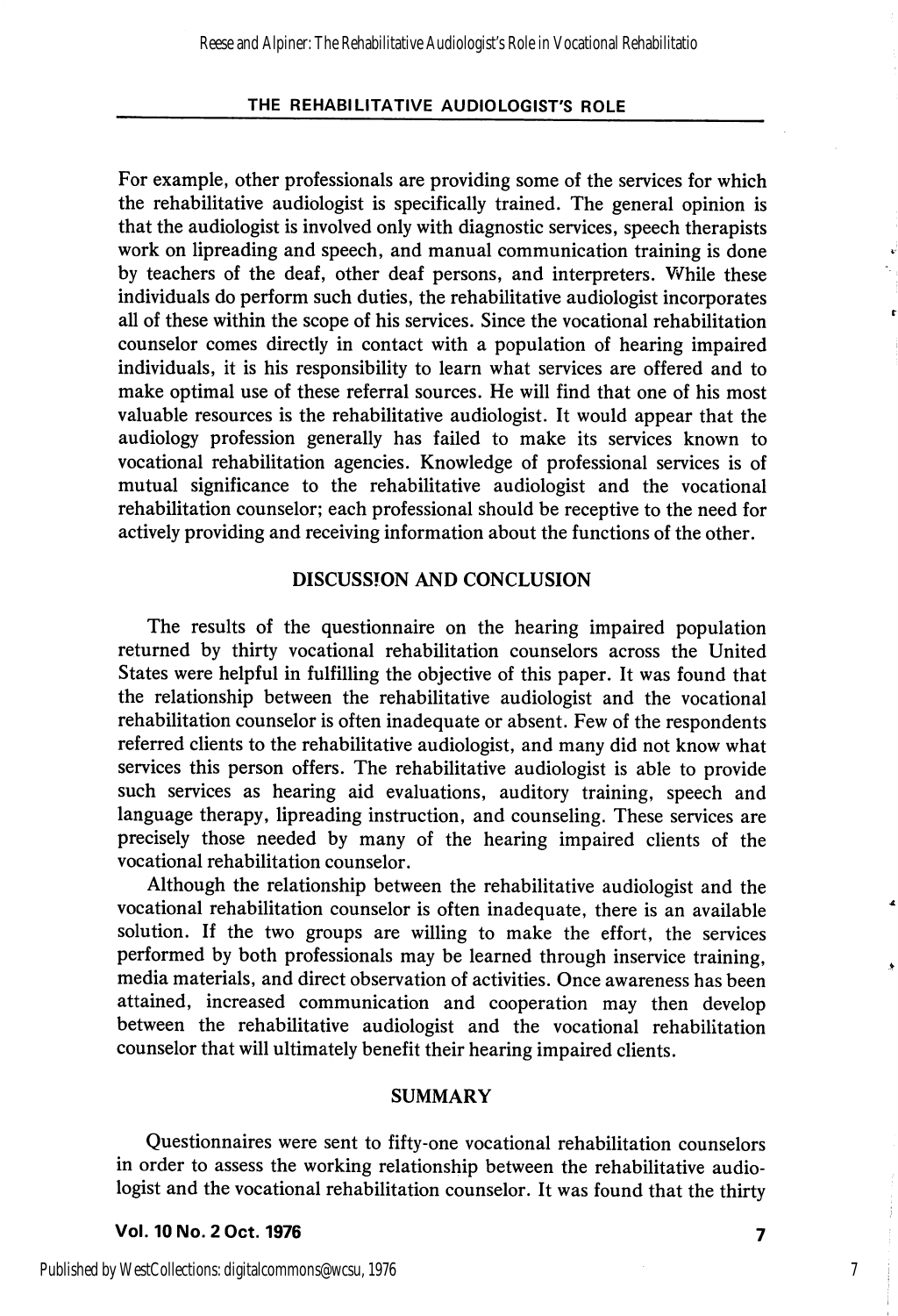For example, other professionals are providing some of the services for which the rehabilitative audiologist is specifically trained. The general opinion is that the audiologist is involved only with diagnostic services, speech therapists work on lipreading and speech, and manual communication training is done by teachers of the deaf, other deaf persons, and interpreters. While these individuals do perform such duties, the rehabilitative audiologist incorporates all of these within the scope of his services. Since the vocational rehabilitation counselor comes directly in contact with a population of hearing impaired individuals, it is his responsibility to learn what services are offered and to make optimal use of these referral sources. He will find that one of his most valuable resources is the rehabilitative audiologist. It would appear that the audiology profession generally has failed to make its services known to vocational rehabilitation agencies. Knowledge of professional services is of mutual significance to the rehabilitative audiologist and the vocational rehabilitation counselor; each professional should be receptive to the need for actively providing and receiving information about the functions of the other.

## DISCUSSION AND CONCLUSION

The results of the questionnaire on the hearing impaired population returned by thirty vocational rehabilitation counselors across the United States were helpful in fulfilling the objective of this paper. It was found that the relationship between the rehabilitative audiologist and the vocational rehabilitation counselor is often inadequate or absent. Few of the respondents referred clients to the rehabilitative audiologist, and many did not know what services this person offers. The rehabilitative audiologist is able to provide such services as hearing aid evaluations, auditory training, speech and language therapy, lipreading instruction, and counseling. These services are precisely those needed by many of the hearing impaired clients of the vocational rehabilitation counselor.

Although the relationship between the rehabilitative audiologist and the vocational rehabilitation counselor is often inadequate, there is an available solution. If the two groups are willing to make the effort, the services performed by both professionals may be learned through inservice training, media materials, and direct observation of activities. Once awareness has been attained, increased communication and cooperation may then develop between the rehabilitative audiologist and the vocational rehabilitation counselor that will ultimately benefit their hearing impaired clients.

## SUMMARY

Questionnaires were sent to fifty-one vocational rehabilitation counselors in order to assess the working relationship between the rehabilitative audiologist and the vocational rehabilitation counselor. It was found that the thirty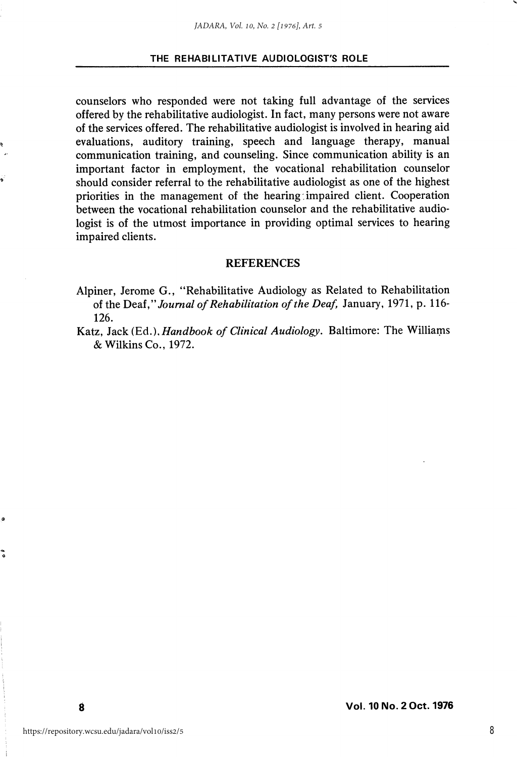counselors who responded were not taking full advantage of the services offered by the rehabilitative audiologist. In fact, many persons were not aware of the services offered. The rehabilitative audiologist is involved in hearing aid evaluations, auditory training, speech and language therapy, manual communication training, and counseling. Since communication ability is an important factor in employment, the vocational rehabilitation counselor should consider referral to the rehabilitative audiologist as one of the highest priorities in the management of the hearing impaired client. Cooperation between the vocational rehabilitation counselor and the rehabilitative audiologist is of the utmost importance in providing optimal services to hearing impaired clients.

## REFERENCES

Alpiner, Jerome G., "Rehabilitative Audiology as Related to Rehabilitation of the Deaf," *Journal of Rehabilitation of the Deaf,* January, 1971, p. 116-126.

Katz, Jack (Ed.), *Handbook of Clinical Audiology*. Baltimore: The Williams & Wilkins Co., 1972.